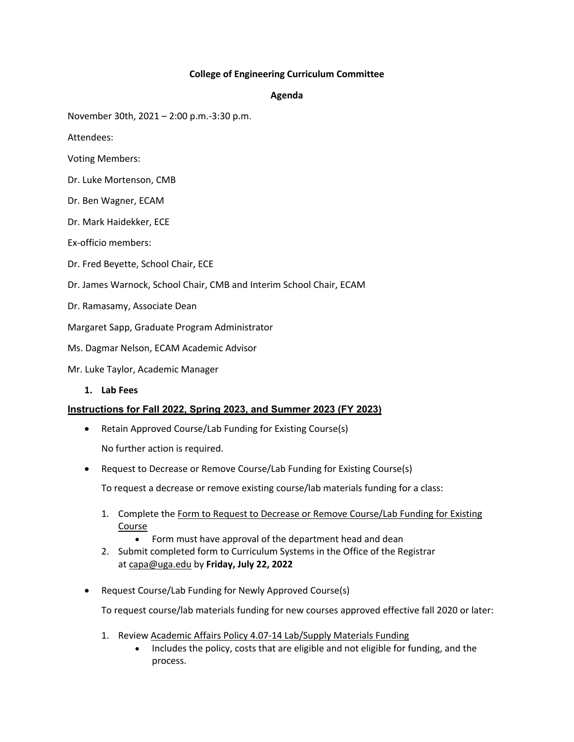**College of Engineering Curriculum Committee**

**Agenda**

November 30th, 2021 – 2:00 p.m.-3:30 p.m.

Attendees:

Voting Members:

Dr. Luke Mortenson, CMB

Dr. Ben Wagner, ECAM

Dr. Mark Haidekker, ECE

Ex-officio members:

Dr. Fred Beyette, School Chair, ECE

Dr. James Warnock, School Chair, CMB and Interim School Chair, ECAM

Dr. Ramasamy, Associate Dean

Margaret Sapp, Graduate Program Administrator

Ms. Dagmar Nelson, ECAM Academic Advisor

Mr. Luke Taylor, Academic Manager

1. **Lab Fees**

**Instructions for Fall 2022, Spring 2023, and Summer 2023 (FY 2023)**

- Retain Approved Course/Lab Funding for Existing Course(s)

  No further action is required.

- Request to Decrease or Remove Course/Lab Funding for Existing Course(s)

  To request a decrease or remove existing course/lab materials funding for a class:

  1. Complete the Form to Request to Decrease or Remove Course/Lab Funding for Existing Course
     - Form must have approval of the department head and dean
  2. Submit completed form to Curriculum Systems in the Office of the Registrar at capa@uga.edu by **Friday, July 22, 2022**

- Request Course/Lab Funding for Newly Approved Course(s)

  To request course/lab materials funding for new courses approved effective fall 2020 or later:

  1. Review Academic Affairs Policy 4.07-14 Lab/Supply Materials Funding
     - Includes the policy, costs that are eligible and not eligible for funding, and the process.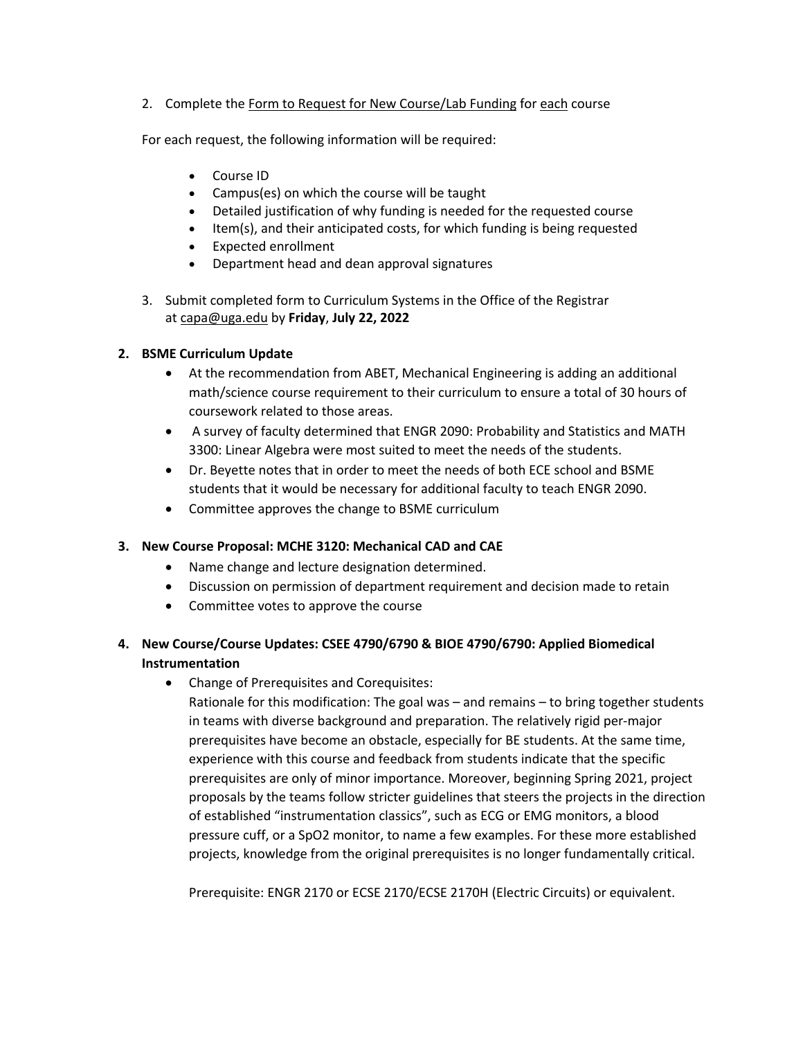2. Complete the Form to Request for New Course/Lab Funding for each course

   For each request, the following information will be required:

   - Course ID
   - Campus(es) on which the course will be taught
   - Detailed justification of why funding is needed for the requested course
   - Item(s), and their anticipated costs, for which funding is being requested
   - Expected enrollment
   - Department head and dean approval signatures

3. Submit completed form to Curriculum Systems in the Office of the Registrar at capa@uga.edu by **Friday**, **July 22, 2022**

**2. BSME Curriculum Update**

- At the recommendation from ABET, Mechanical Engineering is adding an additional math/science course requirement to their curriculum to ensure a total of 30 hours of coursework related to those areas.
- A survey of faculty determined that ENGR 2090: Probability and Statistics and MATH 3300: Linear Algebra were most suited to meet the needs of the students.
- Dr. Beyette notes that in order to meet the needs of both ECE school and BSME students that it would be necessary for additional faculty to teach ENGR 2090.
- Committee approves the change to BSME curriculum

**3. New Course Proposal: MCHE 3120: Mechanical CAD and CAE**

- Name change and lecture designation determined.
- Discussion on permission of department requirement and decision made to retain
- Committee votes to approve the course

**4. New Course/Course Updates: CSEE 4790/6790 & BIOE 4790/6790: Applied Biomedical Instrumentation**

- Change of Prerequisites and Corequisites:
  Rationale for this modification: The goal was – and remains – to bring together students in teams with diverse background and preparation. The relatively rigid per-major prerequisites have become an obstacle, especially for BE students. At the same time, experience with this course and feedback from students indicate that the specific prerequisites are only of minor importance. Moreover, beginning Spring 2021, project proposals by the teams follow stricter guidelines that steers the projects in the direction of established "instrumentation classics", such as ECG or EMG monitors, a blood pressure cuff, or a SpO2 monitor, to name a few examples. For these more established projects, knowledge from the original prerequisites is no longer fundamentally critical.

  Prerequisite: ENGR 2170 or ECSE 2170/ECSE 2170H (Electric Circuits) or equivalent.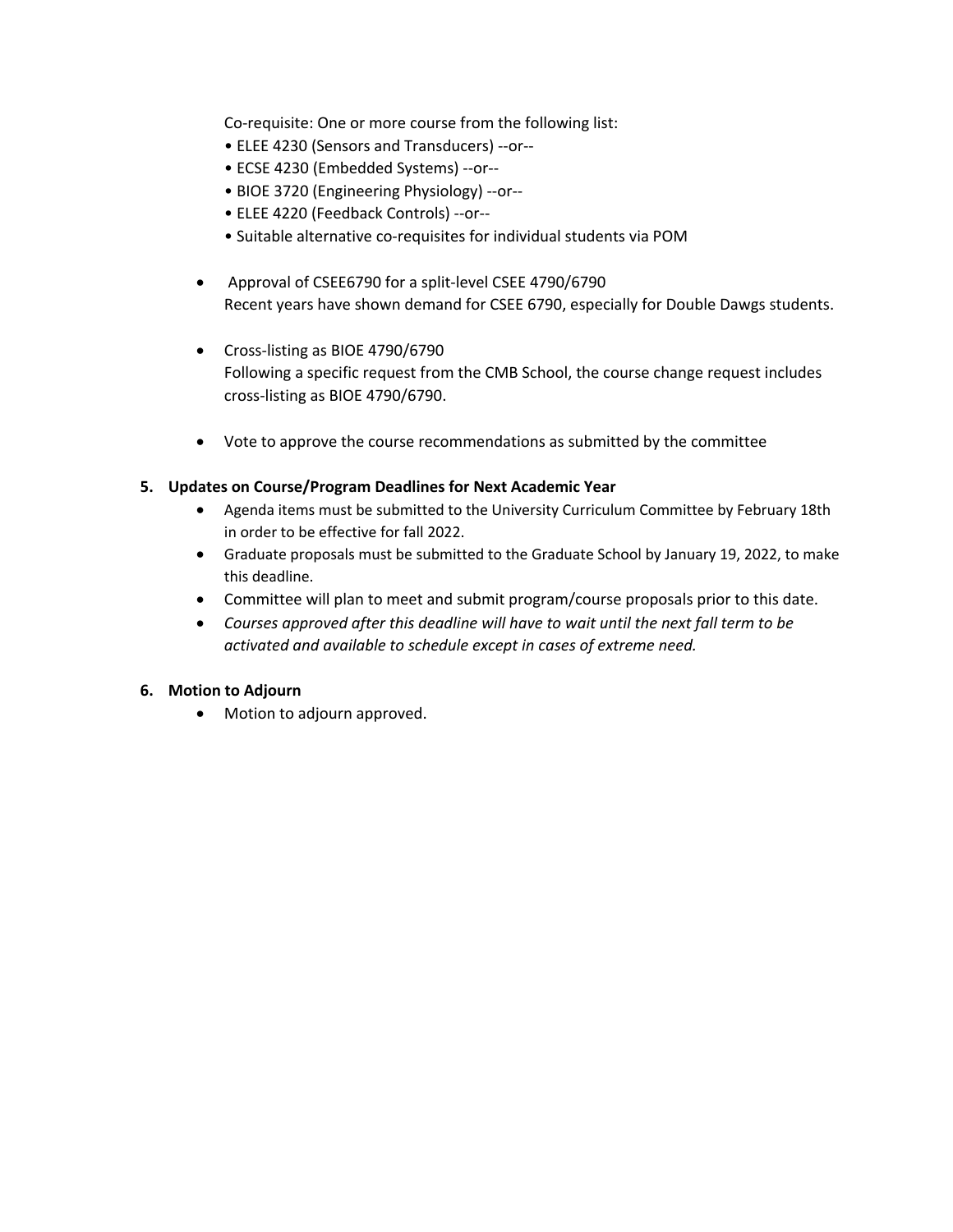Co-requisite: One or more course from the following list:
- ELEE 4230 (Sensors and Transducers) --or--
- ECSE 4230 (Embedded Systems) --or--
- BIOE 3720 (Engineering Physiology) --or--
- ELEE 4220 (Feedback Controls) --or--
- Suitable alternative co-requisites for individual students via POM

- Approval of CSEE6790 for a split-level CSEE 4790/6790
  Recent years have shown demand for CSEE 6790, especially for Double Dawgs students.

- Cross-listing as BIOE 4790/6790
  Following a specific request from the CMB School, the course change request includes cross-listing as BIOE 4790/6790.

- Vote to approve the course recommendations as submitted by the committee

**5. Updates on Course/Program Deadlines for Next Academic Year**

- Agenda items must be submitted to the University Curriculum Committee by February 18th in order to be effective for fall 2022.
- Graduate proposals must be submitted to the Graduate School by January 19, 2022, to make this deadline.
- Committee will plan to meet and submit program/course proposals prior to this date.
- *Courses approved after this deadline will have to wait until the next fall term to be activated and available to schedule except in cases of extreme need.*

**6. Motion to Adjourn**

- Motion to adjourn approved.